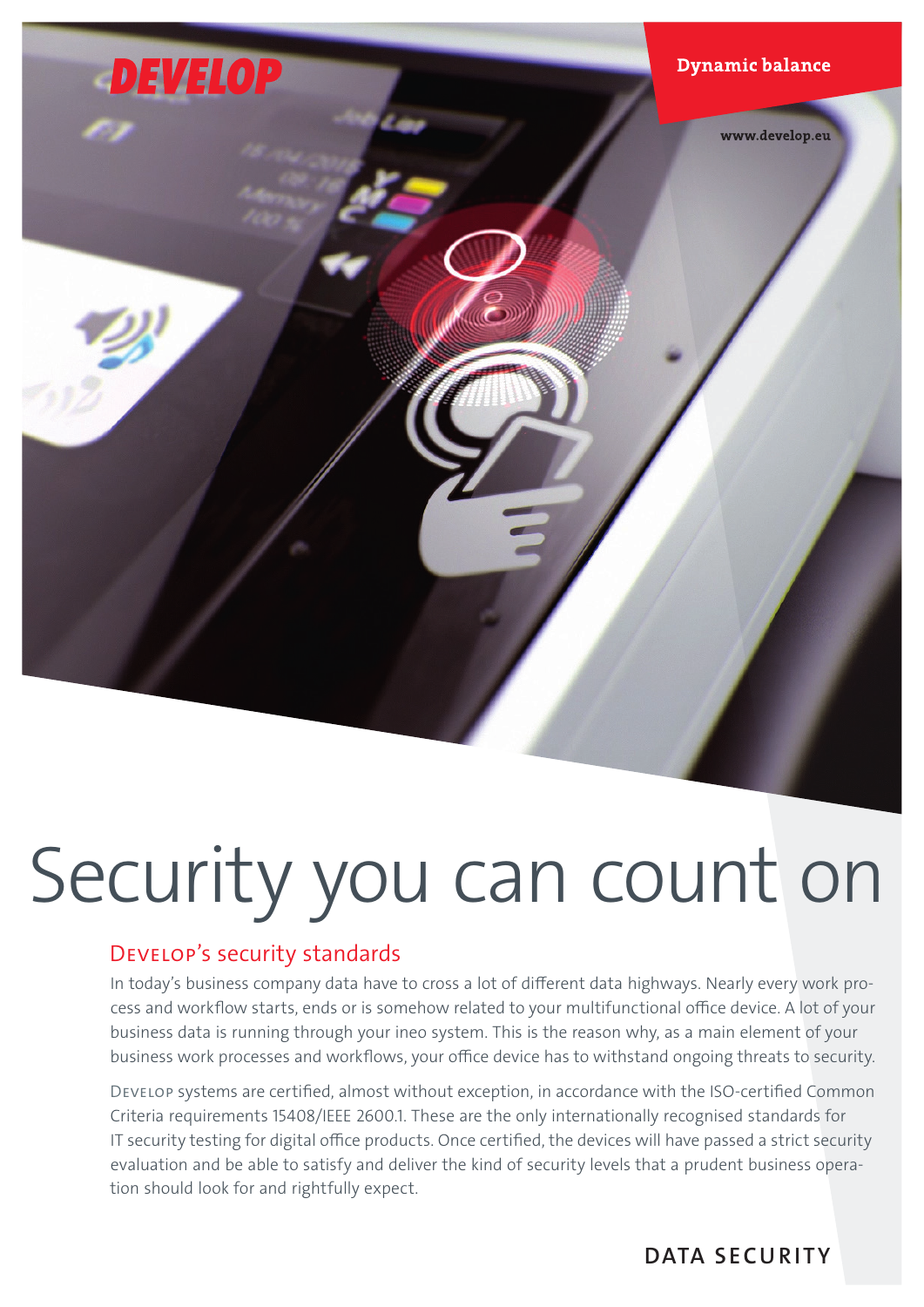DEVELOP

Dynamic balance

www.develop.eu

# Security you can count on

## DEVELOP's security standards

In today's business company data have to cross a lot of different data highways. Nearly every work process and workflow starts, ends or is somehow related to your multifunctional office device. A lot of your business data is running through your ineo system. This is the reason why, as a main element of your business work processes and workflows, your office device has to withstand ongoing threats to security.

DEVELOP systems are certified, almost without exception, in accordance with the ISO-certified Common Criteria requirements 15408/IEEE 2600.1. These are the only internationally recognised standards for IT security testing for digital office products. Once certified, the devices will have passed a strict security evaluation and be able to satisfy and deliver the kind of security levels that a prudent business operation should look for and rightfully expect.

DATA SECURITY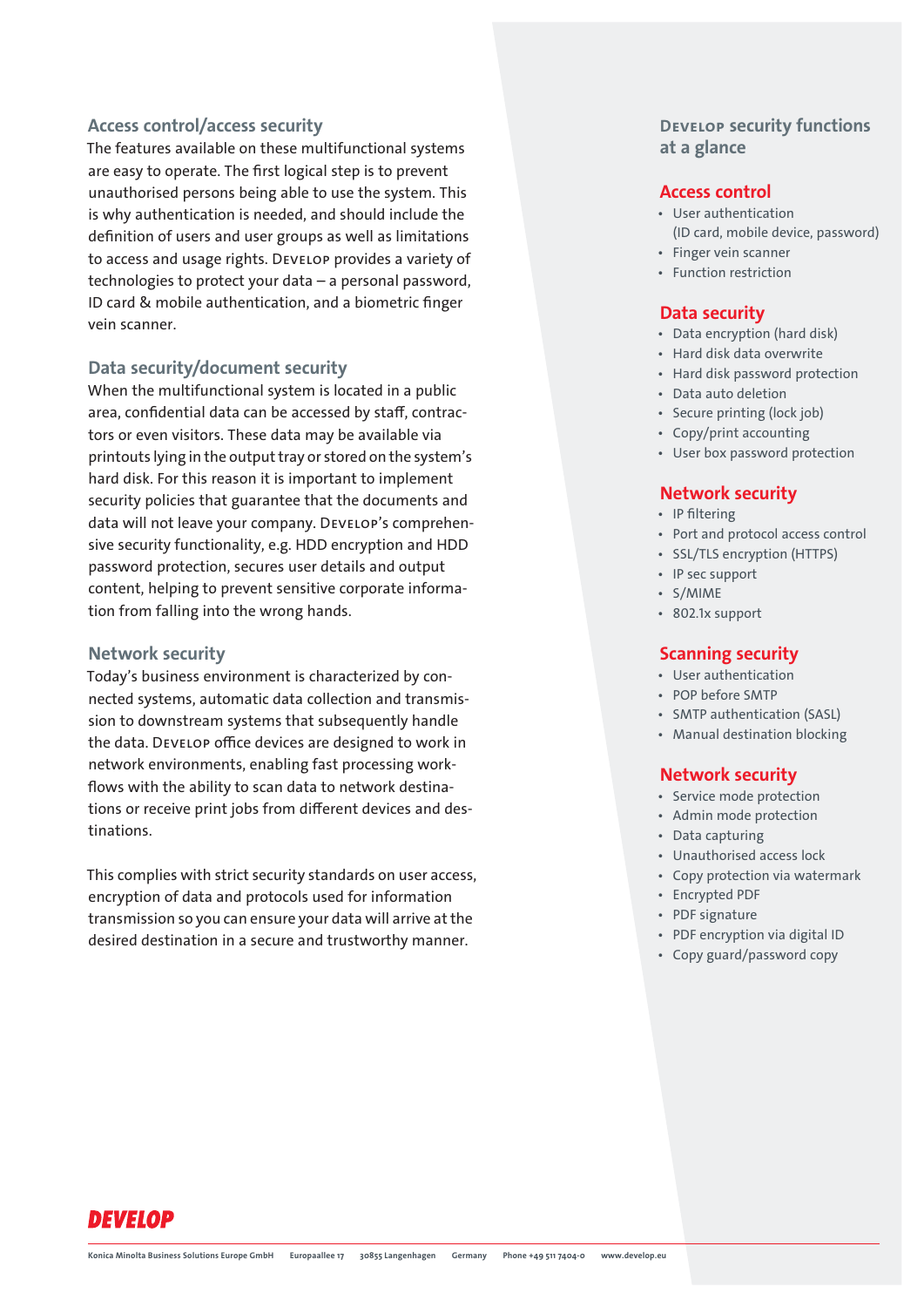## Access control/access security

The features available on these multifunctional systems are easy to operate. The first logical step is to prevent unauthorised persons being able to use the system. This is why authentication is needed, and should include the definition of users and user groups as well as limitations to access and usage rights. DEVELOP provides a variety of technologies to protect your data – a personal password, ID card & mobile authentication, and a biometric finger vein scanner.

## Data security/document security

When the multifunctional system is located in a public area, confidential data can be accessed by staff, contractors or even visitors. These data may be available via printouts lying in the output tray or stored on the system's hard disk. For this reason it is important to implement security policies that guarantee that the documents and data will not leave your company. DEVELOP's comprehensive security functionality, e.g. HDD encryption and HDD password protection, secures user details and output content, helping to prevent sensitive corporate information from falling into the wrong hands.

## Network security

Today's business environment is characterized by connected systems, automatic data collection and transmission to downstream systems that subsequently handle the data. DEVELOP office devices are designed to work in network environments, enabling fast processing workflows with the ability to scan data to network destinations or receive print jobs from different devices and destinations.

This complies with strict security standards on user access, encryption of data and protocols used for information transmission so you can ensure your data will arrive at the desired destination in a secure and trustworthy manner.

## DEVELOP security functions at a glance

### Access control

- User authentication (ID card, mobile device, password)
- Finger vein scanner
- Function restriction

### Data security

- Data encryption (hard disk)
- Hard disk data overwrite
- Hard disk password protection
- Data auto deletion
- Secure printing (lock job)
- Copy/print accounting
- User box password protection

### Network security

- IP filtering
- Port and protocol access control
- SSL/TLS encryption (HTTPS)
- IP sec support
- S/MIME
- 802.1x support

### Scanning security

- User authentication
- POP before SMTP
- SMTP authentication (SASL)
- Manual destination blocking

### Network security

- Service mode protection
- Admin mode protection
- Data capturing
- Unauthorised access lock
- Copy protection via watermark
- Encrypted PDF
- PDF signature
- PDF encryption via digital ID
- Copy guard/password copy

DEVELOP

Konica Minolta Business Solutions Europe GmbH Europaallee 17 30855 Langenhagen Germany Phone +49 511 7404-0 www.develop.eu